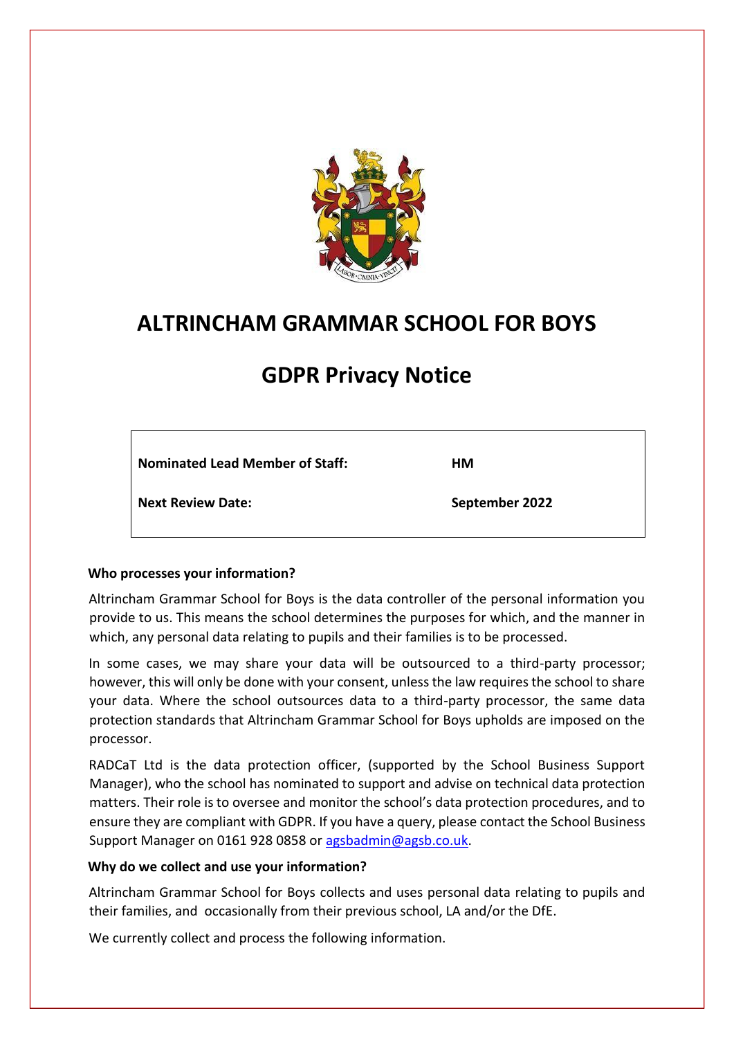# ALTRINCHAM GRAMMAR SCHOOL FOR BOYS

# GDPR Privacy Notice

| | |
|---|---|
| **Nominated Lead Member of Staff:** | **HM** |
| **Next Review Date:** | **September 2022** |

**Who processes your information?**

Altrincham Grammar School for Boys is the data controller of the personal information you provide to us. This means the school determines the purposes for which, and the manner in which, any personal data relating to pupils and their families is to be processed.

In some cases, we may share your data will be outsourced to a third-party processor; however, this will only be done with your consent, unless the law requires the school to share your data. Where the school outsources data to a third-party processor, the same data protection standards that Altrincham Grammar School for Boys upholds are imposed on the processor.

RADCaT Ltd is the data protection officer, (supported by the School Business Support Manager), who the school has nominated to support and advise on technical data protection matters. Their role is to oversee and monitor the school's data protection procedures, and to ensure they are compliant with GDPR. If you have a query, please contact the School Business Support Manager on 0161 928 0858 or agsbadmin@agsb.co.uk.

**Why do we collect and use your information?**

Altrincham Grammar School for Boys collects and uses personal data relating to pupils and their families, and occasionally from their previous school, LA and/or the DfE.

We currently collect and process the following information.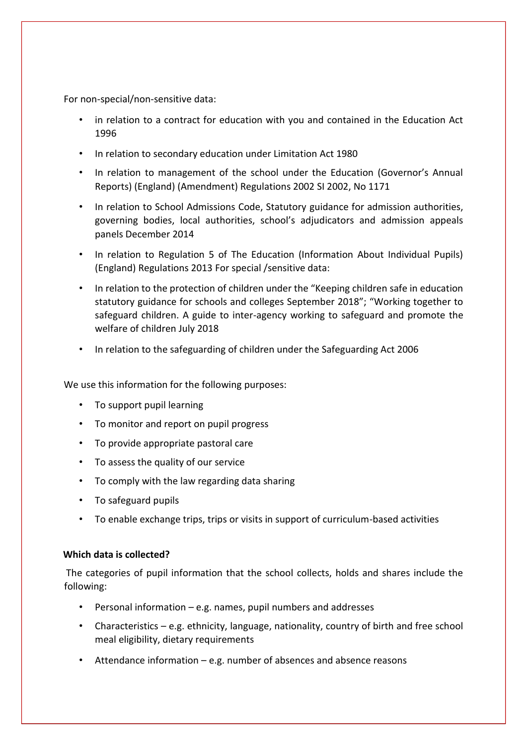For non-special/non-sensitive data:

- in relation to a contract for education with you and contained in the Education Act 1996
- In relation to secondary education under Limitation Act 1980
- In relation to management of the school under the Education (Governor's Annual Reports) (England) (Amendment) Regulations 2002 SI 2002, No 1171
- In relation to School Admissions Code, Statutory guidance for admission authorities, governing bodies, local authorities, school's adjudicators and admission appeals panels December 2014
- In relation to Regulation 5 of The Education (Information About Individual Pupils) (England) Regulations 2013 For special /sensitive data:
- In relation to the protection of children under the "Keeping children safe in education statutory guidance for schools and colleges September 2018"; "Working together to safeguard children. A guide to inter-agency working to safeguard and promote the welfare of children July 2018
- In relation to the safeguarding of children under the Safeguarding Act 2006

We use this information for the following purposes:

- To support pupil learning
- To monitor and report on pupil progress
- To provide appropriate pastoral care
- To assess the quality of our service
- To comply with the law regarding data sharing
- To safeguard pupils
- To enable exchange trips, trips or visits in support of curriculum-based activities

**Which data is collected?**

The categories of pupil information that the school collects, holds and shares include the following:

- Personal information – e.g. names, pupil numbers and addresses
- Characteristics – e.g. ethnicity, language, nationality, country of birth and free school meal eligibility, dietary requirements
- Attendance information – e.g. number of absences and absence reasons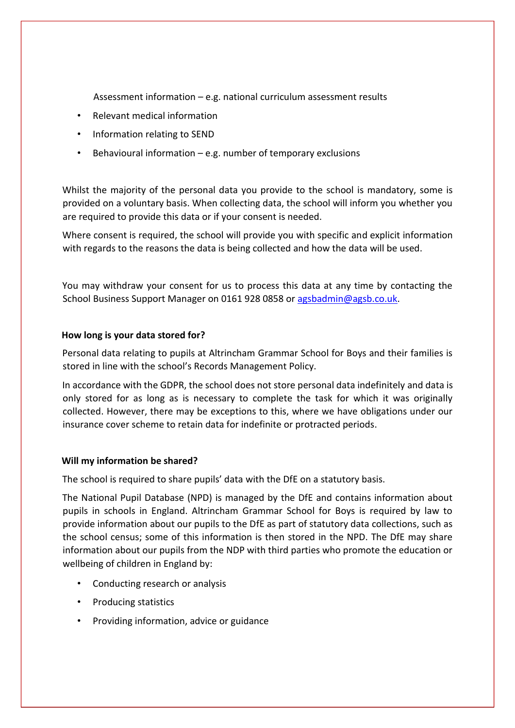- Assessment information – e.g. national curriculum assessment results
- Relevant medical information
- Information relating to SEND
- Behavioural information – e.g. number of temporary exclusions

Whilst the majority of the personal data you provide to the school is mandatory, some is provided on a voluntary basis. When collecting data, the school will inform you whether you are required to provide this data or if your consent is needed.

Where consent is required, the school will provide you with specific and explicit information with regards to the reasons the data is being collected and how the data will be used.

You may withdraw your consent for us to process this data at any time by contacting the School Business Support Manager on 0161 928 0858 or [agsbadmin@agsb.co.uk](mailto:agsbadmin@agsb.co.uk).

**How long is your data stored for?**

Personal data relating to pupils at Altrincham Grammar School for Boys and their families is stored in line with the school's Records Management Policy.

In accordance with the GDPR, the school does not store personal data indefinitely and data is only stored for as long as is necessary to complete the task for which it was originally collected. However, there may be exceptions to this, where we have obligations under our insurance cover scheme to retain data for indefinite or protracted periods.

**Will my information be shared?**

The school is required to share pupils' data with the DfE on a statutory basis.

The National Pupil Database (NPD) is managed by the DfE and contains information about pupils in schools in England. Altrincham Grammar School for Boys is required by law to provide information about our pupils to the DfE as part of statutory data collections, such as the school census; some of this information is then stored in the NPD. The DfE may share information about our pupils from the NDP with third parties who promote the education or wellbeing of children in England by:

- Conducting research or analysis
- Producing statistics
- Providing information, advice or guidance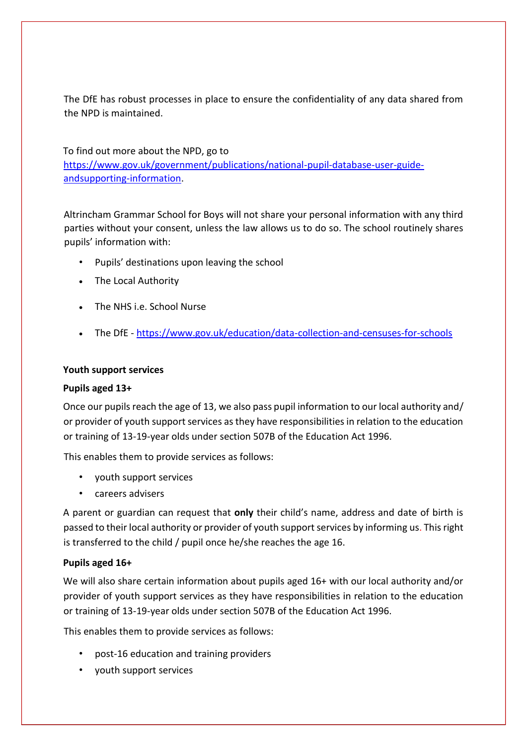The DfE has robust processes in place to ensure the confidentiality of any data shared from the NPD is maintained.

To find out more about the NPD, go to [https://www.gov.uk/government/publications/national-pupil-database-user-guide-andsupporting-information](https://www.gov.uk/government/publications/national-pupil-database-user-guide-andsupporting-information).

Altrincham Grammar School for Boys will not share your personal information with any third parties without your consent, unless the law allows us to do so. The school routinely shares pupils' information with:

- Pupils' destinations upon leaving the school
- The Local Authority
- The NHS i.e. School Nurse
- The DfE - [https://www.gov.uk/education/data-collection-and-censuses-for-schools](https://www.gov.uk/education/data-collection-and-censuses-for-schools)

**Youth support services**

**Pupils aged 13+**

Once our pupils reach the age of 13, we also pass pupil information to our local authority and/ or provider of youth support services as they have responsibilities in relation to the education or training of 13-19-year olds under section 507B of the Education Act 1996.

This enables them to provide services as follows:

- youth support services
- careers advisers

A parent or guardian can request that **only** their child's name, address and date of birth is passed to their local authority or provider of youth support services by informing us. This right is transferred to the child / pupil once he/she reaches the age 16.

**Pupils aged 16+**

We will also share certain information about pupils aged 16+ with our local authority and/or provider of youth support services as they have responsibilities in relation to the education or training of 13-19-year olds under section 507B of the Education Act 1996.

This enables them to provide services as follows:

- post-16 education and training providers
- youth support services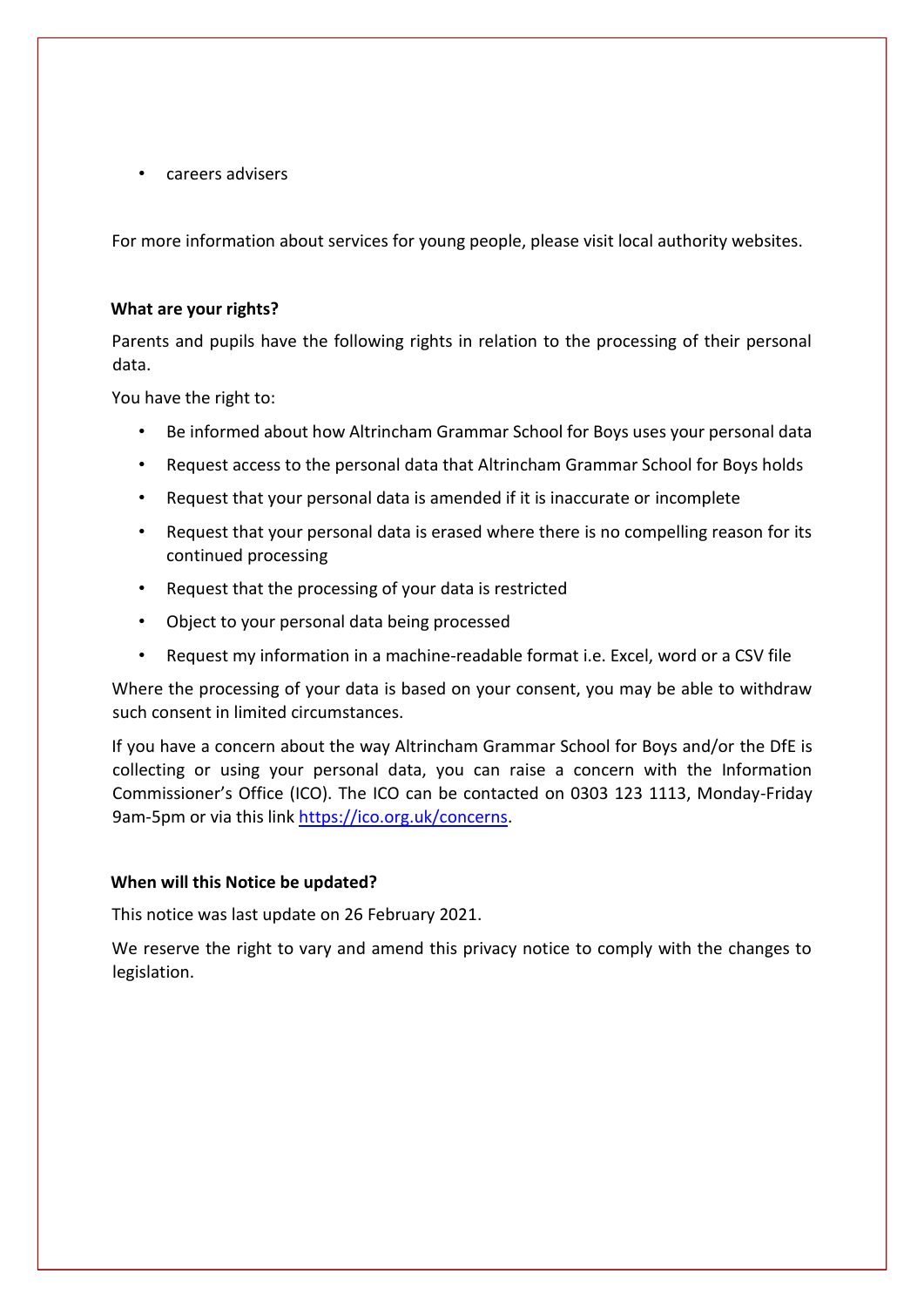- careers advisers

For more information about services for young people, please visit local authority websites.

### What are your rights?

Parents and pupils have the following rights in relation to the processing of their personal data.

You have the right to:

- Be informed about how Altrincham Grammar School for Boys uses your personal data
- Request access to the personal data that Altrincham Grammar School for Boys holds
- Request that your personal data is amended if it is inaccurate or incomplete
- Request that your personal data is erased where there is no compelling reason for its continued processing
- Request that the processing of your data is restricted
- Object to your personal data being processed
- Request my information in a machine-readable format i.e. Excel, word or a CSV file

Where the processing of your data is based on your consent, you may be able to withdraw such consent in limited circumstances.

If you have a concern about the way Altrincham Grammar School for Boys and/or the DfE is collecting or using your personal data, you can raise a concern with the Information Commissioner's Office (ICO). The ICO can be contacted on 0303 123 1113, Monday-Friday 9am-5pm or via this link [https://ico.org.uk/concerns](https://ico.org.uk/concerns).

### When will this Notice be updated?

This notice was last update on 26 February 2021.

We reserve the right to vary and amend this privacy notice to comply with the changes to legislation.